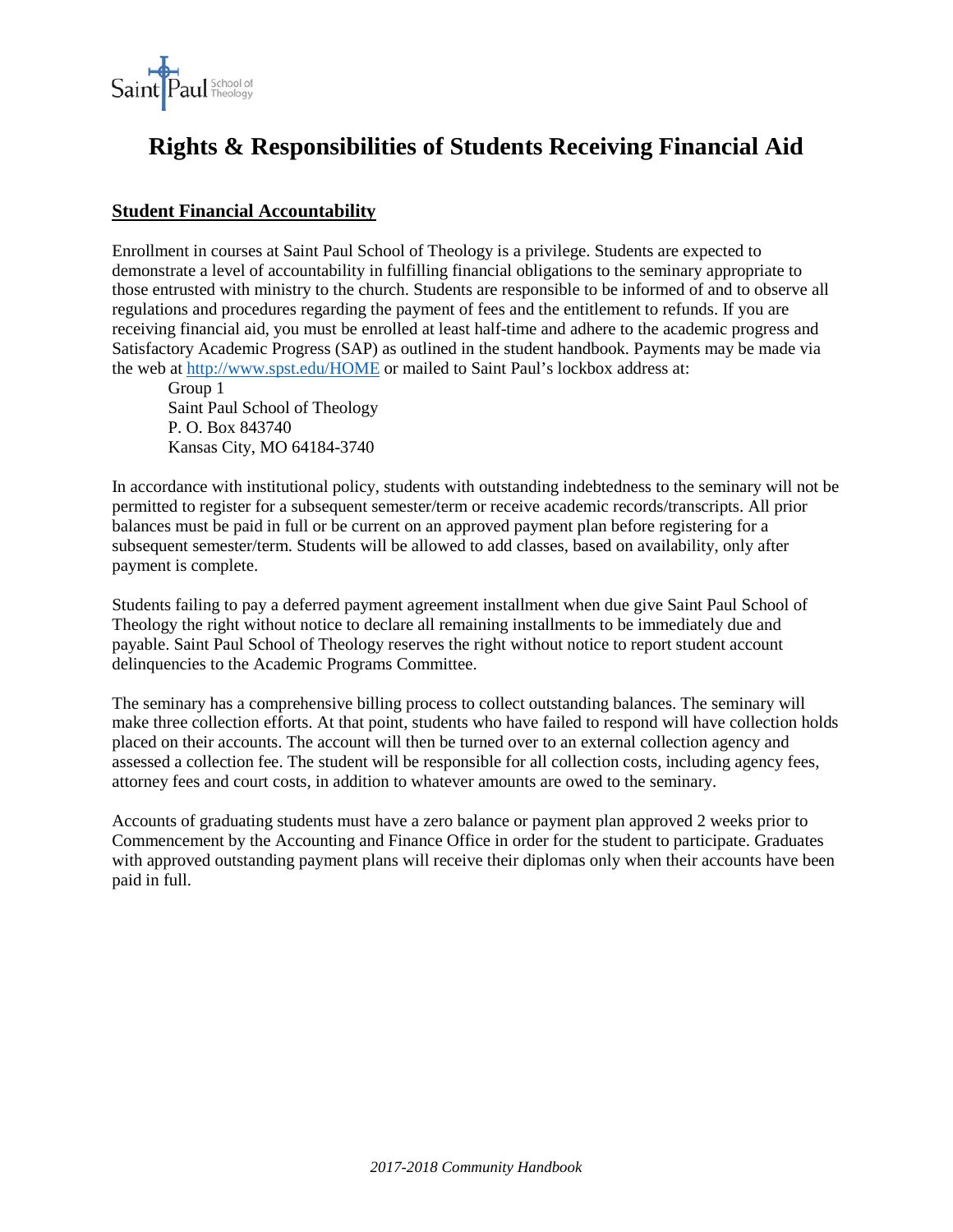# Rights & Responsibilities of Students Receiving Financial Aid

## Student Financial Accountability

Enrollment in courses at Saint Paul School of Theology is a privilege. Students are expected to demonstrate a level of accountability in fulfilling financial obligations to the seminary appropriate to those entrusted with ministry to the church. Students are responsible to be informed of and to observe all regulations and procedures regarding the payment of fees and the entitlement to refunds. If you are receiving financial aid, you must be enrolled at least half-time and adhere to the academic progress and Satisfactory Academic Progress (SAP) as outlined in the student handbook. Payments may be made via the web at http://www.spst.edu/HOME or mailed to Saint Paul's lockbox address at:

Group 1
Saint Paul School of Theology
P. O. Box 843740
Kansas City, MO 64184-3740

In accordance with institutional policy, students with outstanding indebtedness to the seminary will not be permitted to register for a subsequent semester/term or receive academic records/transcripts. All prior balances must be paid in full or be current on an approved payment plan before registering for a subsequent semester/term. Students will be allowed to add classes, based on availability, only after payment is complete.

Students failing to pay a deferred payment agreement installment when due give Saint Paul School of Theology the right without notice to declare all remaining installments to be immediately due and payable. Saint Paul School of Theology reserves the right without notice to report student account delinquencies to the Academic Programs Committee.

The seminary has a comprehensive billing process to collect outstanding balances. The seminary will make three collection efforts. At that point, students who have failed to respond will have collection holds placed on their accounts. The account will then be turned over to an external collection agency and assessed a collection fee. The student will be responsible for all collection costs, including agency fees, attorney fees and court costs, in addition to whatever amounts are owed to the seminary.

Accounts of graduating students must have a zero balance or payment plan approved 2 weeks prior to Commencement by the Accounting and Finance Office in order for the student to participate. Graduates with approved outstanding payment plans will receive their diplomas only when their accounts have been paid in full.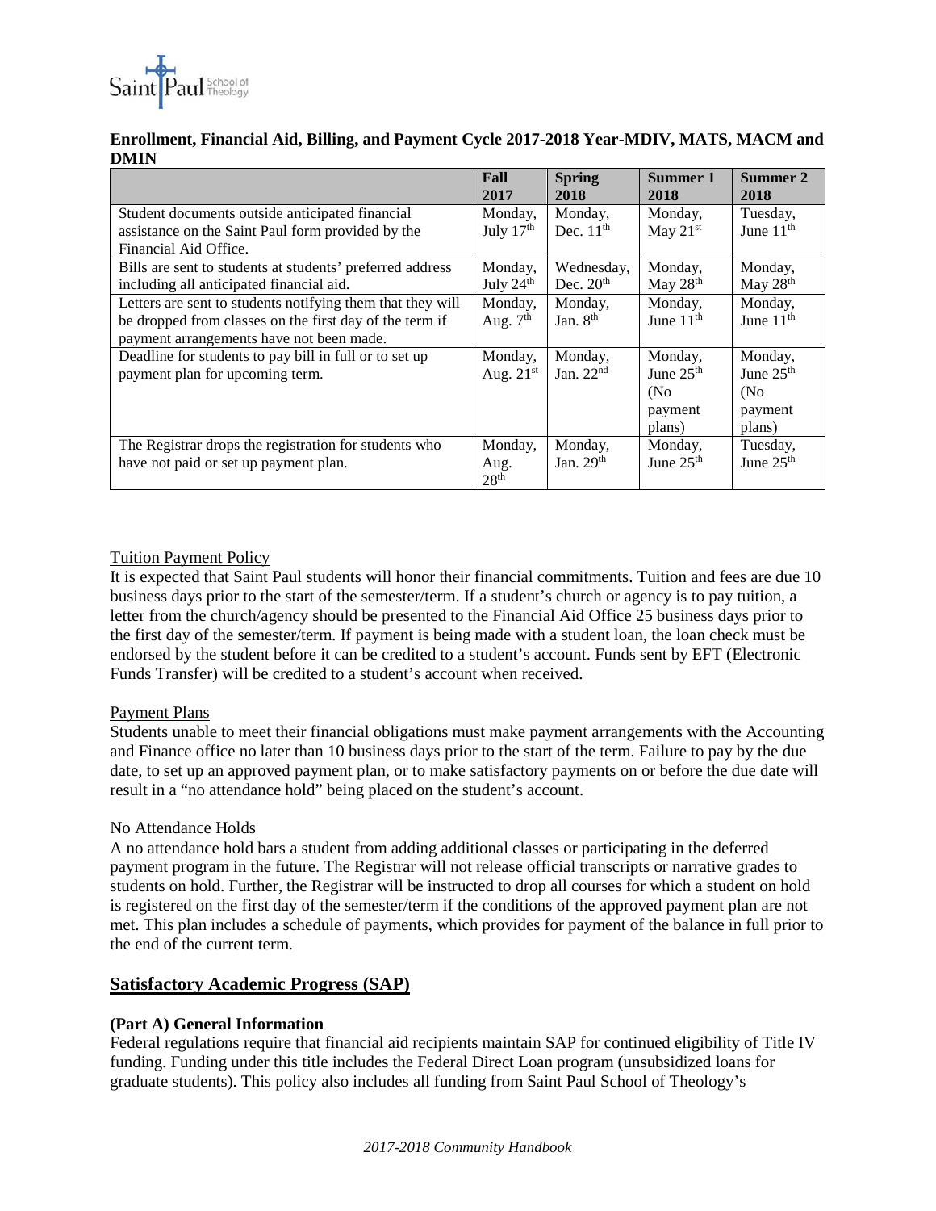**Enrollment, Financial Aid, Billing, and Payment Cycle 2017-2018 Year-MDIV, MATS, MACM and DMIN**

| | Fall 2017 | Spring 2018 | Summer 1 2018 | Summer 2 2018 |
|---|---|---|---|---|
| Student documents outside anticipated financial assistance on the Saint Paul form provided by the Financial Aid Office. | Monday, July 17th | Monday, Dec. 11th | Monday, May 21st | Tuesday, June 11th |
| Bills are sent to students at students' preferred address including all anticipated financial aid. | Monday, July 24th | Wednesday, Dec. 20th | Monday, May 28th | Monday, May 28th |
| Letters are sent to students notifying them that they will be dropped from classes on the first day of the term if payment arrangements have not been made. | Monday, Aug. 7th | Monday, Jan. 8th | Monday, June 11th | Monday, June 11th |
| Deadline for students to pay bill in full or to set up payment plan for upcoming term. | Monday, Aug. 21st | Monday, Jan. 22nd | Monday, June 25th (No payment plans) | Monday, June 25th (No payment plans) |
| The Registrar drops the registration for students who have not paid or set up payment plan. | Monday, Aug. 28th | Monday, Jan. 29th | Monday, June 25th | Tuesday, June 25th |

Tuition Payment Policy

It is expected that Saint Paul students will honor their financial commitments. Tuition and fees are due 10 business days prior to the start of the semester/term. If a student's church or agency is to pay tuition, a letter from the church/agency should be presented to the Financial Aid Office 25 business days prior to the first day of the semester/term. If payment is being made with a student loan, the loan check must be endorsed by the student before it can be credited to a student's account. Funds sent by EFT (Electronic Funds Transfer) will be credited to a student's account when received.

Payment Plans

Students unable to meet their financial obligations must make payment arrangements with the Accounting and Finance office no later than 10 business days prior to the start of the term. Failure to pay by the due date, to set up an approved payment plan, or to make satisfactory payments on or before the due date will result in a "no attendance hold" being placed on the student's account.

No Attendance Holds

A no attendance hold bars a student from adding additional classes or participating in the deferred payment program in the future. The Registrar will not release official transcripts or narrative grades to students on hold. Further, the Registrar will be instructed to drop all courses for which a student on hold is registered on the first day of the semester/term if the conditions of the approved payment plan are not met. This plan includes a schedule of payments, which provides for payment of the balance in full prior to the end of the current term.

## Satisfactory Academic Progress (SAP)

### (Part A) General Information

Federal regulations require that financial aid recipients maintain SAP for continued eligibility of Title IV funding. Funding under this title includes the Federal Direct Loan program (unsubsidized loans for graduate students). This policy also includes all funding from Saint Paul School of Theology's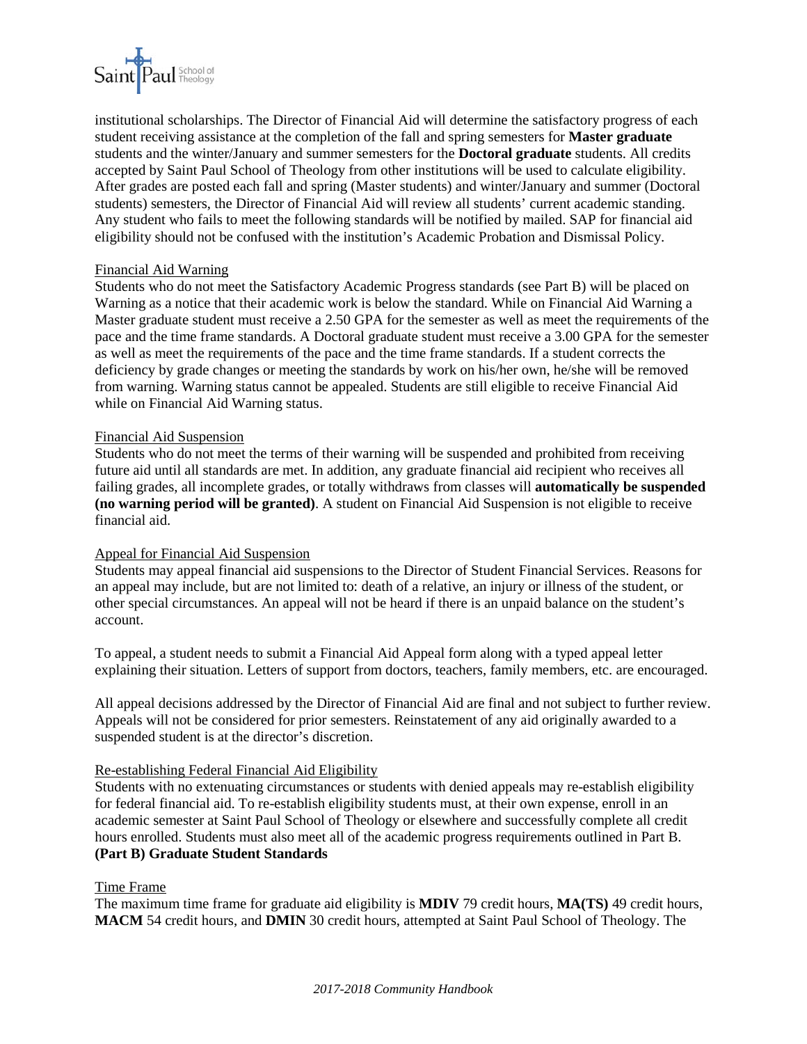institutional scholarships. The Director of Financial Aid will determine the satisfactory progress of each student receiving assistance at the completion of the fall and spring semesters for **Master graduate** students and the winter/January and summer semesters for the **Doctoral graduate** students. All credits accepted by Saint Paul School of Theology from other institutions will be used to calculate eligibility. After grades are posted each fall and spring (Master students) and winter/January and summer (Doctoral students) semesters, the Director of Financial Aid will review all students' current academic standing. Any student who fails to meet the following standards will be notified by mailed. SAP for financial aid eligibility should not be confused with the institution's Academic Probation and Dismissal Policy.

Financial Aid Warning

Students who do not meet the Satisfactory Academic Progress standards (see Part B) will be placed on Warning as a notice that their academic work is below the standard. While on Financial Aid Warning a Master graduate student must receive a 2.50 GPA for the semester as well as meet the requirements of the pace and the time frame standards. A Doctoral graduate student must receive a 3.00 GPA for the semester as well as meet the requirements of the pace and the time frame standards. If a student corrects the deficiency by grade changes or meeting the standards by work on his/her own, he/she will be removed from warning. Warning status cannot be appealed. Students are still eligible to receive Financial Aid while on Financial Aid Warning status.

Financial Aid Suspension

Students who do not meet the terms of their warning will be suspended and prohibited from receiving future aid until all standards are met. In addition, any graduate financial aid recipient who receives all failing grades, all incomplete grades, or totally withdraws from classes will **automatically be suspended (no warning period will be granted)**. A student on Financial Aid Suspension is not eligible to receive financial aid.

Appeal for Financial Aid Suspension

Students may appeal financial aid suspensions to the Director of Student Financial Services. Reasons for an appeal may include, but are not limited to: death of a relative, an injury or illness of the student, or other special circumstances. An appeal will not be heard if there is an unpaid balance on the student's account.

To appeal, a student needs to submit a Financial Aid Appeal form along with a typed appeal letter explaining their situation. Letters of support from doctors, teachers, family members, etc. are encouraged.

All appeal decisions addressed by the Director of Financial Aid are final and not subject to further review. Appeals will not be considered for prior semesters. Reinstatement of any aid originally awarded to a suspended student is at the director's discretion.

Re-establishing Federal Financial Aid Eligibility

Students with no extenuating circumstances or students with denied appeals may re-establish eligibility for federal financial aid. To re-establish eligibility students must, at their own expense, enroll in an academic semester at Saint Paul School of Theology or elsewhere and successfully complete all credit hours enrolled. Students must also meet all of the academic progress requirements outlined in Part B.

**(Part B) Graduate Student Standards**

Time Frame

The maximum time frame for graduate aid eligibility is **MDIV** 79 credit hours, **MA(TS)** 49 credit hours, **MACM** 54 credit hours, and **DMIN** 30 credit hours, attempted at Saint Paul School of Theology. The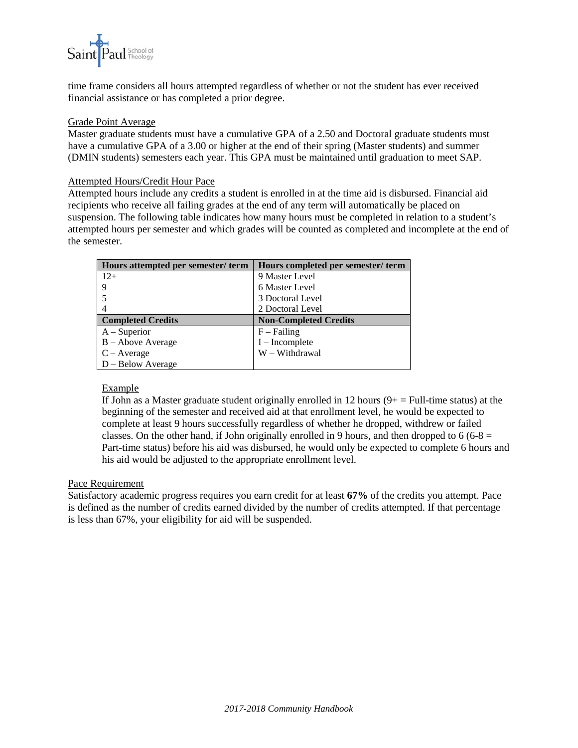time frame considers all hours attempted regardless of whether or not the student has ever received financial assistance or has completed a prior degree.

Grade Point Average

Master graduate students must have a cumulative GPA of a 2.50 and Doctoral graduate students must have a cumulative GPA of a 3.00 or higher at the end of their spring (Master students) and summer (DMIN students) semesters each year. This GPA must be maintained until graduation to meet SAP.

Attempted Hours/Credit Hour Pace

Attempted hours include any credits a student is enrolled in at the time aid is disbursed. Financial aid recipients who receive all failing grades at the end of any term will automatically be placed on suspension. The following table indicates how many hours must be completed in relation to a student's attempted hours per semester and which grades will be counted as completed and incomplete at the end of the semester.

| Hours attempted per semester/ term | Hours completed per semester/ term |
|---|---|
| 12+ | 9 Master Level |
| 9 | 6 Master Level |
| 5 | 3 Doctoral Level |
| 4 | 2 Doctoral Level |
| **Completed Credits** | **Non-Completed Credits** |
| A – Superior | F – Failing |
| B – Above Average | I – Incomplete |
| C – Average | W – Withdrawal |
| D – Below Average | |

Example

If John as a Master graduate student originally enrolled in 12 hours (9+ = Full-time status) at the beginning of the semester and received aid at that enrollment level, he would be expected to complete at least 9 hours successfully regardless of whether he dropped, withdrew or failed classes. On the other hand, if John originally enrolled in 9 hours, and then dropped to 6 (6-8 = Part-time status) before his aid was disbursed, he would only be expected to complete 6 hours and his aid would be adjusted to the appropriate enrollment level.

Pace Requirement

Satisfactory academic progress requires you earn credit for at least **67%** of the credits you attempt. Pace is defined as the number of credits earned divided by the number of credits attempted. If that percentage is less than 67%, your eligibility for aid will be suspended.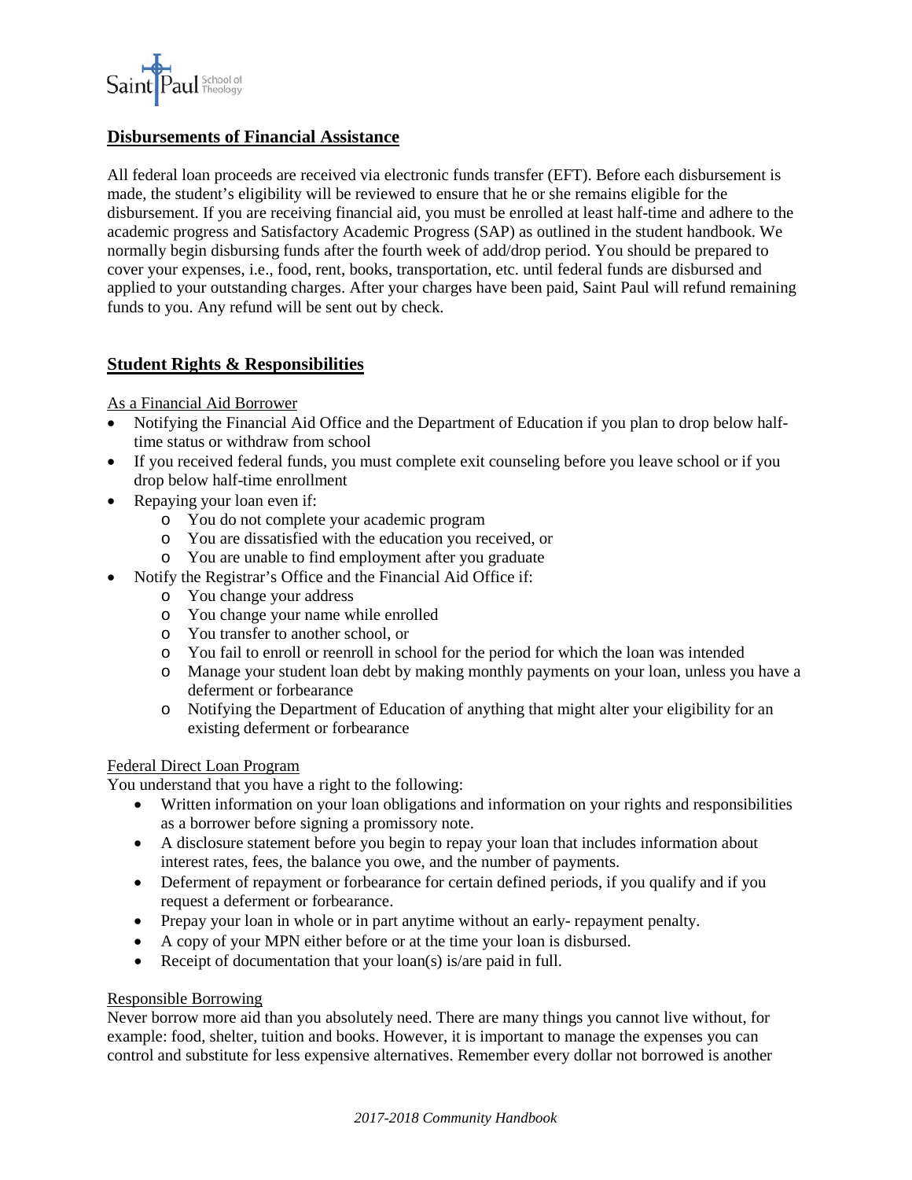## Disbursements of Financial Assistance

All federal loan proceeds are received via electronic funds transfer (EFT). Before each disbursement is made, the student's eligibility will be reviewed to ensure that he or she remains eligible for the disbursement. If you are receiving financial aid, you must be enrolled at least half-time and adhere to the academic progress and Satisfactory Academic Progress (SAP) as outlined in the student handbook. We normally begin disbursing funds after the fourth week of add/drop period. You should be prepared to cover your expenses, i.e., food, rent, books, transportation, etc. until federal funds are disbursed and applied to your outstanding charges. After your charges have been paid, Saint Paul will refund remaining funds to you. Any refund will be sent out by check.

## Student Rights & Responsibilities

As a Financial Aid Borrower

- Notifying the Financial Aid Office and the Department of Education if you plan to drop below half-time status or withdraw from school
- If you received federal funds, you must complete exit counseling before you leave school or if you drop below half-time enrollment
- Repaying your loan even if:
  - You do not complete your academic program
  - You are dissatisfied with the education you received, or
  - You are unable to find employment after you graduate
- Notify the Registrar's Office and the Financial Aid Office if:
  - You change your address
  - You change your name while enrolled
  - You transfer to another school, or
  - You fail to enroll or reenroll in school for the period for which the loan was intended
  - Manage your student loan debt by making monthly payments on your loan, unless you have a deferment or forbearance
  - Notifying the Department of Education of anything that might alter your eligibility for an existing deferment or forbearance

Federal Direct Loan Program

You understand that you have a right to the following:

- Written information on your loan obligations and information on your rights and responsibilities as a borrower before signing a promissory note.
- A disclosure statement before you begin to repay your loan that includes information about interest rates, fees, the balance you owe, and the number of payments.
- Deferment of repayment or forbearance for certain defined periods, if you qualify and if you request a deferment or forbearance.
- Prepay your loan in whole or in part anytime without an early- repayment penalty.
- A copy of your MPN either before or at the time your loan is disbursed.
- Receipt of documentation that your loan(s) is/are paid in full.

Responsible Borrowing

Never borrow more aid than you absolutely need. There are many things you cannot live without, for example: food, shelter, tuition and books. However, it is important to manage the expenses you can control and substitute for less expensive alternatives. Remember every dollar not borrowed is another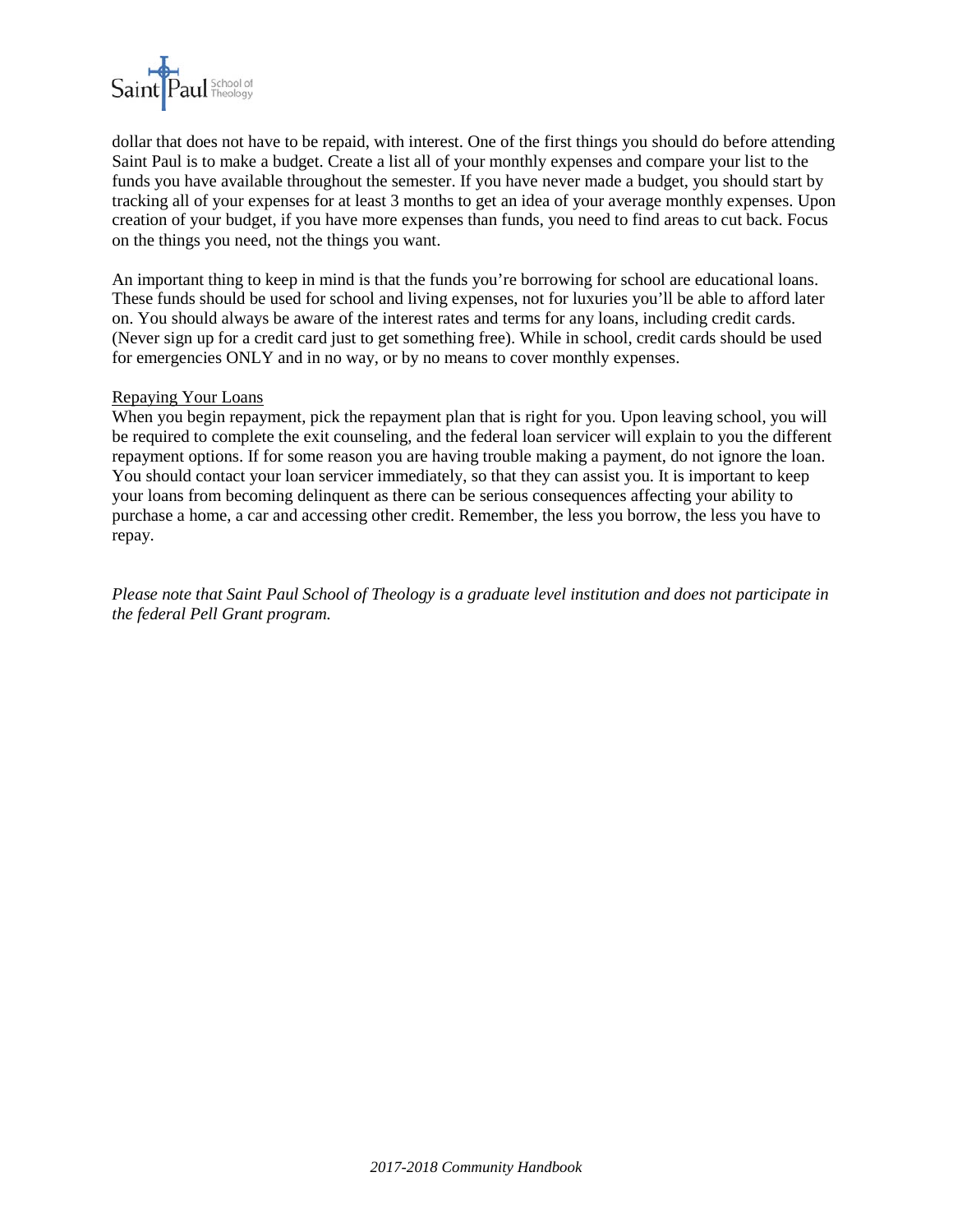dollar that does not have to be repaid, with interest. One of the first things you should do before attending Saint Paul is to make a budget. Create a list all of your monthly expenses and compare your list to the funds you have available throughout the semester. If you have never made a budget, you should start by tracking all of your expenses for at least 3 months to get an idea of your average monthly expenses. Upon creation of your budget, if you have more expenses than funds, you need to find areas to cut back. Focus on the things you need, not the things you want.

An important thing to keep in mind is that the funds you're borrowing for school are educational loans. These funds should be used for school and living expenses, not for luxuries you'll be able to afford later on. You should always be aware of the interest rates and terms for any loans, including credit cards. (Never sign up for a credit card just to get something free). While in school, credit cards should be used for emergencies ONLY and in no way, or by no means to cover monthly expenses.

<u>Repaying Your Loans</u>

When you begin repayment, pick the repayment plan that is right for you. Upon leaving school, you will be required to complete the exit counseling, and the federal loan servicer will explain to you the different repayment options. If for some reason you are having trouble making a payment, do not ignore the loan. You should contact your loan servicer immediately, so that they can assist you. It is important to keep your loans from becoming delinquent as there can be serious consequences affecting your ability to purchase a home, a car and accessing other credit. Remember, the less you borrow, the less you have to repay.

*Please note that Saint Paul School of Theology is a graduate level institution and does not participate in the federal Pell Grant program.*